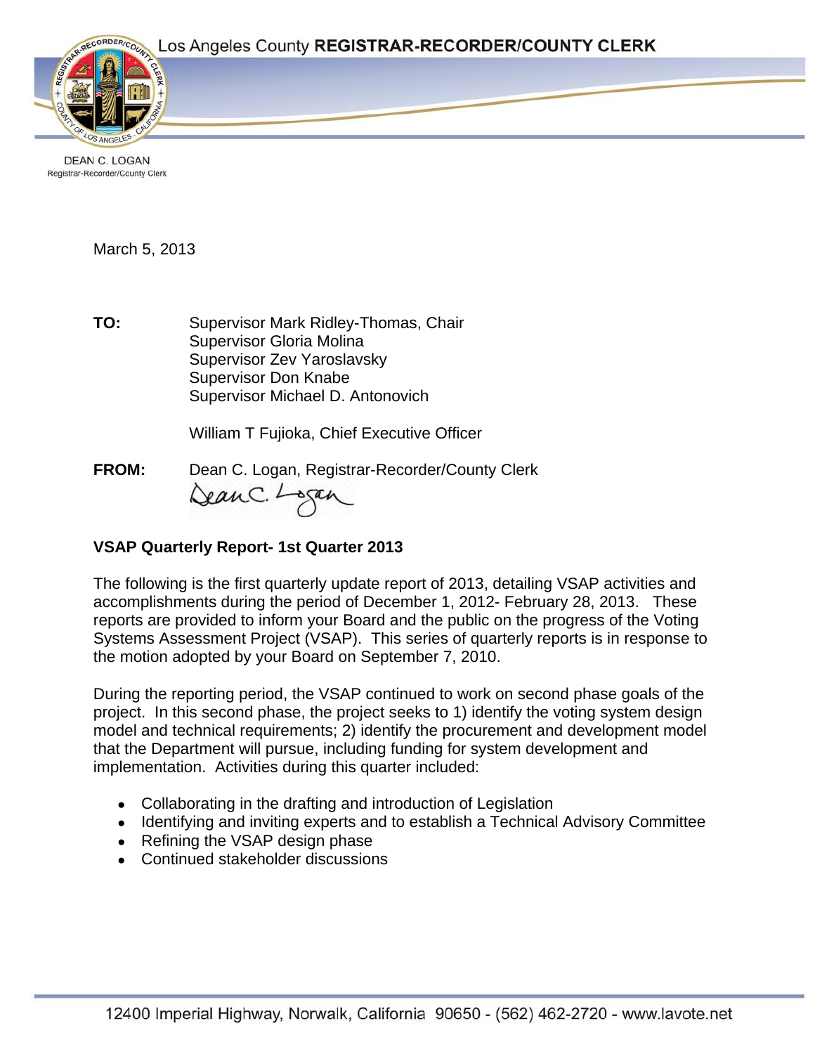Los Angeles County **REGISTRAR-RECORDER/COUNTY CLERK**

DEAN C. LOGAN
Registrar-Recorder/County Clerk

March 5, 2013

**TO:** Supervisor Mark Ridley-Thomas, Chair
Supervisor Gloria Molina
Supervisor Zev Yaroslavsky
Supervisor Don Knabe
Supervisor Michael D. Antonovich

William T Fujioka, Chief Executive Officer

**FROM:** Dean C. Logan, Registrar-Recorder/County Clerk

**VSAP Quarterly Report- 1st Quarter 2013**

The following is the first quarterly update report of 2013, detailing VSAP activities and accomplishments during the period of December 1, 2012- February 28, 2013. These reports are provided to inform your Board and the public on the progress of the Voting Systems Assessment Project (VSAP). This series of quarterly reports is in response to the motion adopted by your Board on September 7, 2010.

During the reporting period, the VSAP continued to work on second phase goals of the project. In this second phase, the project seeks to 1) identify the voting system design model and technical requirements; 2) identify the procurement and development model that the Department will pursue, including funding for system development and implementation. Activities during this quarter included:

- Collaborating in the drafting and introduction of Legislation
- Identifying and inviting experts and to establish a Technical Advisory Committee
- Refining the VSAP design phase
- Continued stakeholder discussions

12400 Imperial Highway, Norwalk, California 90650 - (562) 462-2720 - www.lavote.net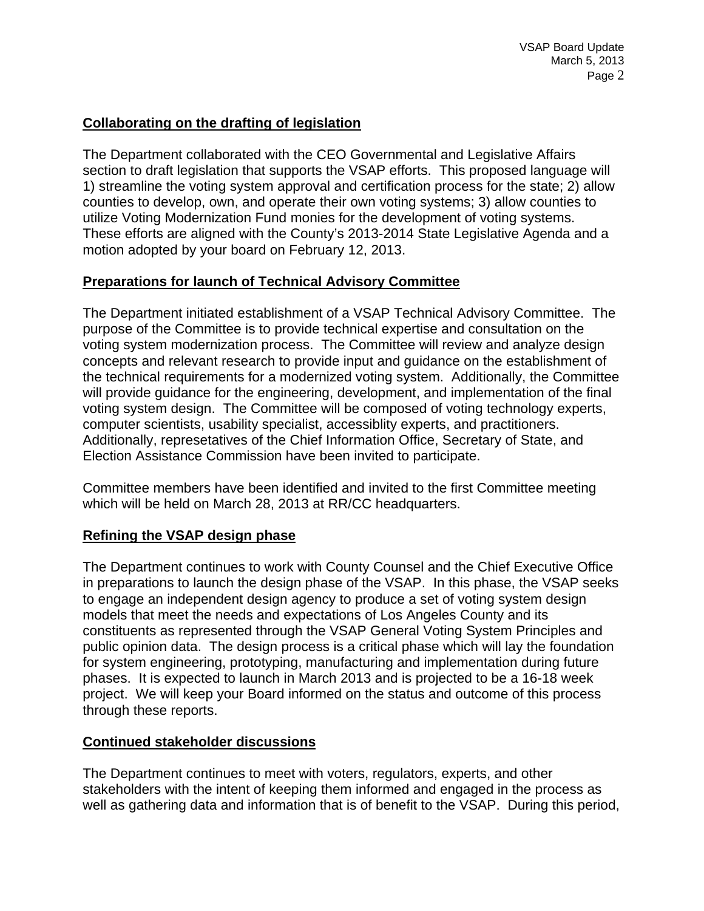**Collaborating on the drafting of legislation**

The Department collaborated with the CEO Governmental and Legislative Affairs section to draft legislation that supports the VSAP efforts. This proposed language will 1) streamline the voting system approval and certification process for the state; 2) allow counties to develop, own, and operate their own voting systems; 3) allow counties to utilize Voting Modernization Fund monies for the development of voting systems. These efforts are aligned with the County's 2013-2014 State Legislative Agenda and a motion adopted by your board on February 12, 2013.

**Preparations for launch of Technical Advisory Committee**

The Department initiated establishment of a VSAP Technical Advisory Committee. The purpose of the Committee is to provide technical expertise and consultation on the voting system modernization process. The Committee will review and analyze design concepts and relevant research to provide input and guidance on the establishment of the technical requirements for a modernized voting system. Additionally, the Committee will provide guidance for the engineering, development, and implementation of the final voting system design. The Committee will be composed of voting technology experts, computer scientists, usability specialist, accessiblity experts, and practitioners. Additionally, represetatives of the Chief Information Office, Secretary of State, and Election Assistance Commission have been invited to participate.

Committee members have been identified and invited to the first Committee meeting which will be held on March 28, 2013 at RR/CC headquarters.

**Refining the VSAP design phase**

The Department continues to work with County Counsel and the Chief Executive Office in preparations to launch the design phase of the VSAP. In this phase, the VSAP seeks to engage an independent design agency to produce a set of voting system design models that meet the needs and expectations of Los Angeles County and its constituents as represented through the VSAP General Voting System Principles and public opinion data. The design process is a critical phase which will lay the foundation for system engineering, prototyping, manufacturing and implementation during future phases. It is expected to launch in March 2013 and is projected to be a 16-18 week project. We will keep your Board informed on the status and outcome of this process through these reports.

**Continued stakeholder discussions**

The Department continues to meet with voters, regulators, experts, and other stakeholders with the intent of keeping them informed and engaged in the process as well as gathering data and information that is of benefit to the VSAP. During this period,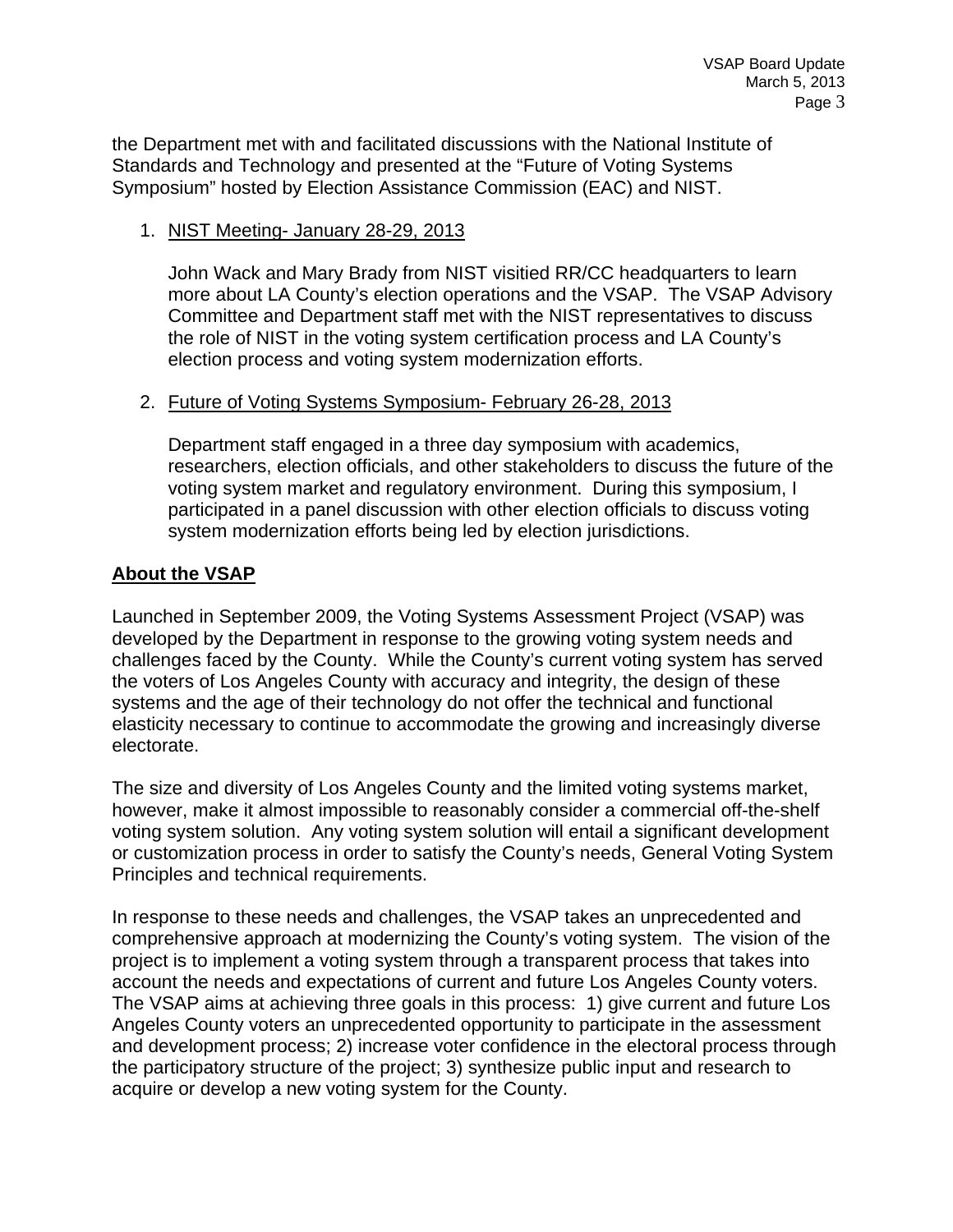the Department met with and facilitated discussions with the National Institute of Standards and Technology and presented at the "Future of Voting Systems Symposium" hosted by Election Assistance Commission (EAC) and NIST.

1. NIST Meeting- January 28-29, 2013

   John Wack and Mary Brady from NIST visitied RR/CC headquarters to learn more about LA County's election operations and the VSAP. The VSAP Advisory Committee and Department staff met with the NIST representatives to discuss the role of NIST in the voting system certification process and LA County's election process and voting system modernization efforts.

2. Future of Voting Systems Symposium- February 26-28, 2013

   Department staff engaged in a three day symposium with academics, researchers, election officials, and other stakeholders to discuss the future of the voting system market and regulatory environment. During this symposium, I participated in a panel discussion with other election officials to discuss voting system modernization efforts being led by election jurisdictions.

**About the VSAP**

Launched in September 2009, the Voting Systems Assessment Project (VSAP) was developed by the Department in response to the growing voting system needs and challenges faced by the County. While the County's current voting system has served the voters of Los Angeles County with accuracy and integrity, the design of these systems and the age of their technology do not offer the technical and functional elasticity necessary to continue to accommodate the growing and increasingly diverse electorate.

The size and diversity of Los Angeles County and the limited voting systems market, however, make it almost impossible to reasonably consider a commercial off-the-shelf voting system solution. Any voting system solution will entail a significant development or customization process in order to satisfy the County's needs, General Voting System Principles and technical requirements.

In response to these needs and challenges, the VSAP takes an unprecedented and comprehensive approach at modernizing the County's voting system. The vision of the project is to implement a voting system through a transparent process that takes into account the needs and expectations of current and future Los Angeles County voters. The VSAP aims at achieving three goals in this process: 1) give current and future Los Angeles County voters an unprecedented opportunity to participate in the assessment and development process; 2) increase voter confidence in the electoral process through the participatory structure of the project; 3) synthesize public input and research to acquire or develop a new voting system for the County.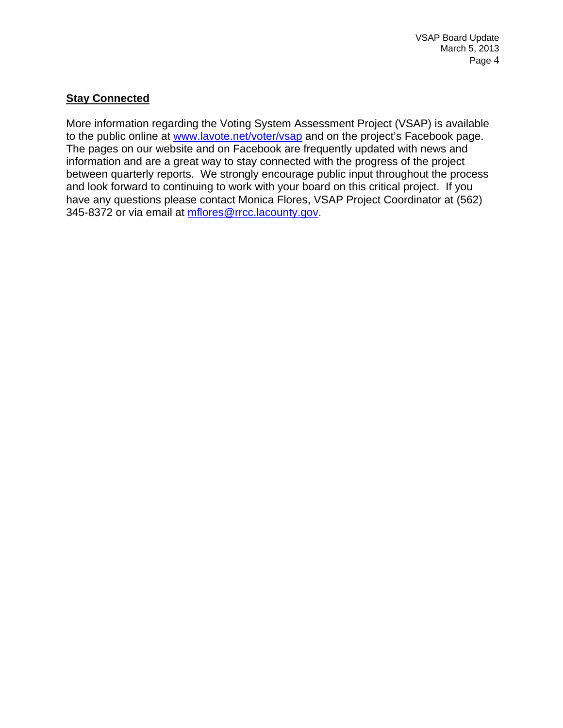## Stay Connected

More information regarding the Voting System Assessment Project (VSAP) is available to the public online at www.lavote.net/voter/vsap and on the project's Facebook page. The pages on our website and on Facebook are frequently updated with news and information and are a great way to stay connected with the progress of the project between quarterly reports. We strongly encourage public input throughout the process and look forward to continuing to work with your board on this critical project. If you have any questions please contact Monica Flores, VSAP Project Coordinator at (562) 345-8372 or via email at mflores@rrcc.lacounty.gov.